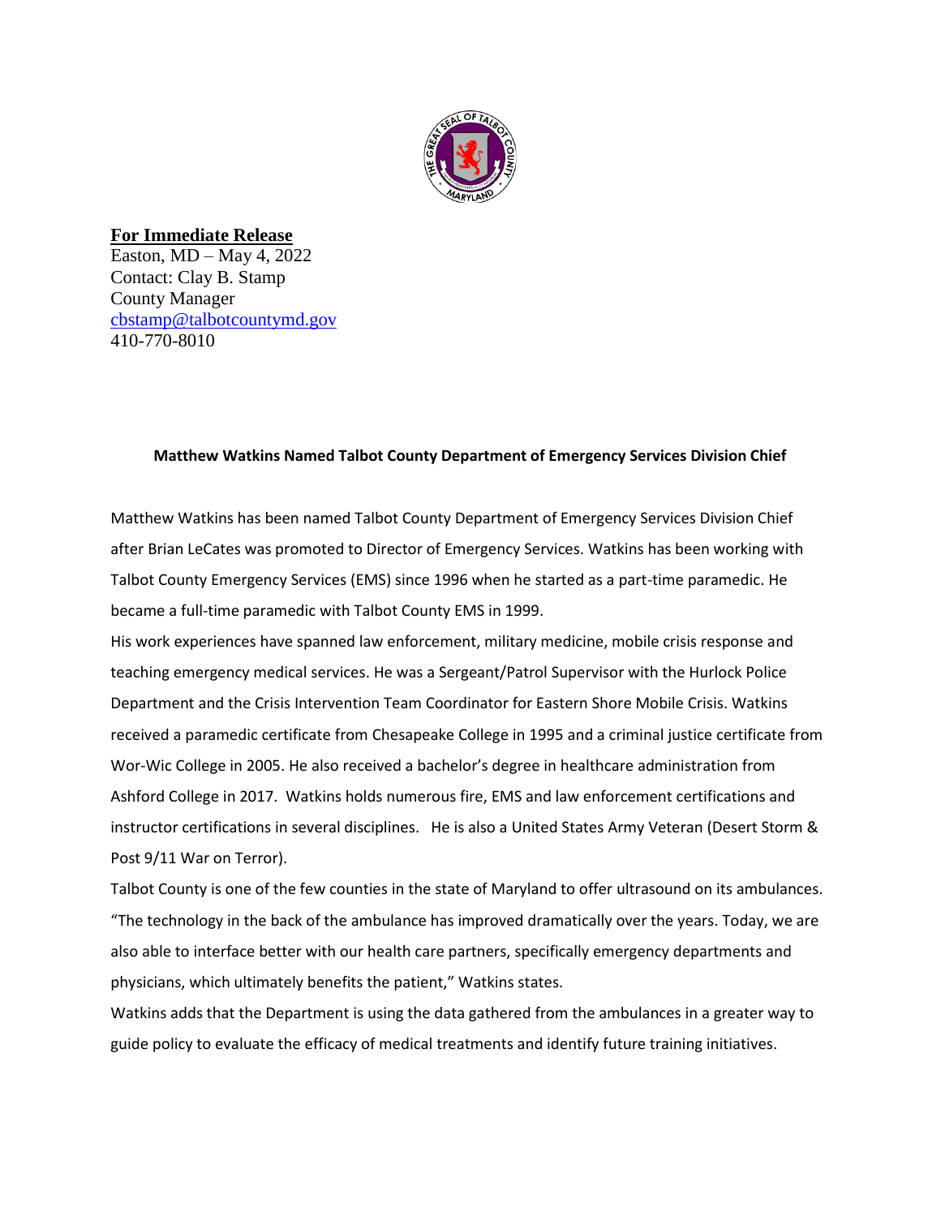**For Immediate Release**
Easton, MD – May 4, 2022
Contact: Clay B. Stamp
County Manager
cbstamp@talbotcountymd.gov
410-770-8010

**Matthew Watkins Named Talbot County Department of Emergency Services Division Chief**

Matthew Watkins has been named Talbot County Department of Emergency Services Division Chief after Brian LeCates was promoted to Director of Emergency Services. Watkins has been working with Talbot County Emergency Services (EMS) since 1996 when he started as a part-time paramedic. He became a full-time paramedic with Talbot County EMS in 1999.

His work experiences have spanned law enforcement, military medicine, mobile crisis response and teaching emergency medical services. He was a Sergeant/Patrol Supervisor with the Hurlock Police Department and the Crisis Intervention Team Coordinator for Eastern Shore Mobile Crisis. Watkins received a paramedic certificate from Chesapeake College in 1995 and a criminal justice certificate from Wor-Wic College in 2005. He also received a bachelor's degree in healthcare administration from Ashford College in 2017. Watkins holds numerous fire, EMS and law enforcement certifications and instructor certifications in several disciplines. He is also a United States Army Veteran (Desert Storm & Post 9/11 War on Terror).

Talbot County is one of the few counties in the state of Maryland to offer ultrasound on its ambulances. "The technology in the back of the ambulance has improved dramatically over the years. Today, we are also able to interface better with our health care partners, specifically emergency departments and physicians, which ultimately benefits the patient," Watkins states.

Watkins adds that the Department is using the data gathered from the ambulances in a greater way to guide policy to evaluate the efficacy of medical treatments and identify future training initiatives.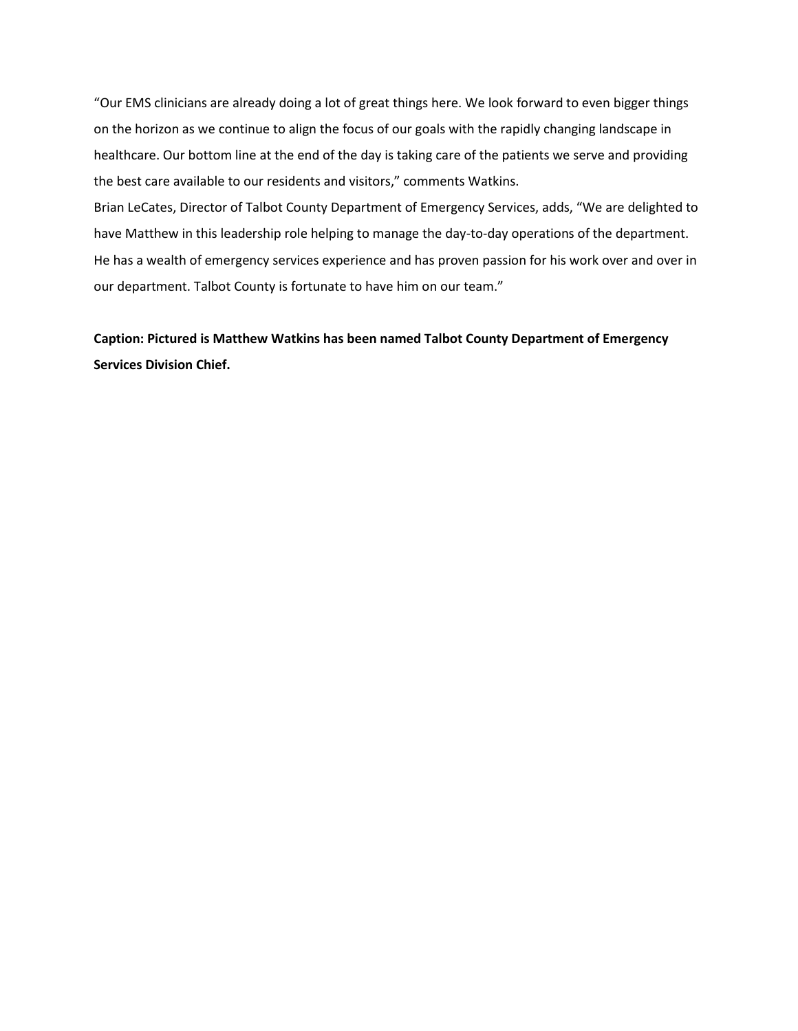"Our EMS clinicians are already doing a lot of great things here. We look forward to even bigger things on the horizon as we continue to align the focus of our goals with the rapidly changing landscape in healthcare. Our bottom line at the end of the day is taking care of the patients we serve and providing the best care available to our residents and visitors," comments Watkins.

Brian LeCates, Director of Talbot County Department of Emergency Services, adds, "We are delighted to have Matthew in this leadership role helping to manage the day-to-day operations of the department. He has a wealth of emergency services experience and has proven passion for his work over and over in our department. Talbot County is fortunate to have him on our team."

**Caption: Pictured is Matthew Watkins has been named Talbot County Department of Emergency Services Division Chief.**